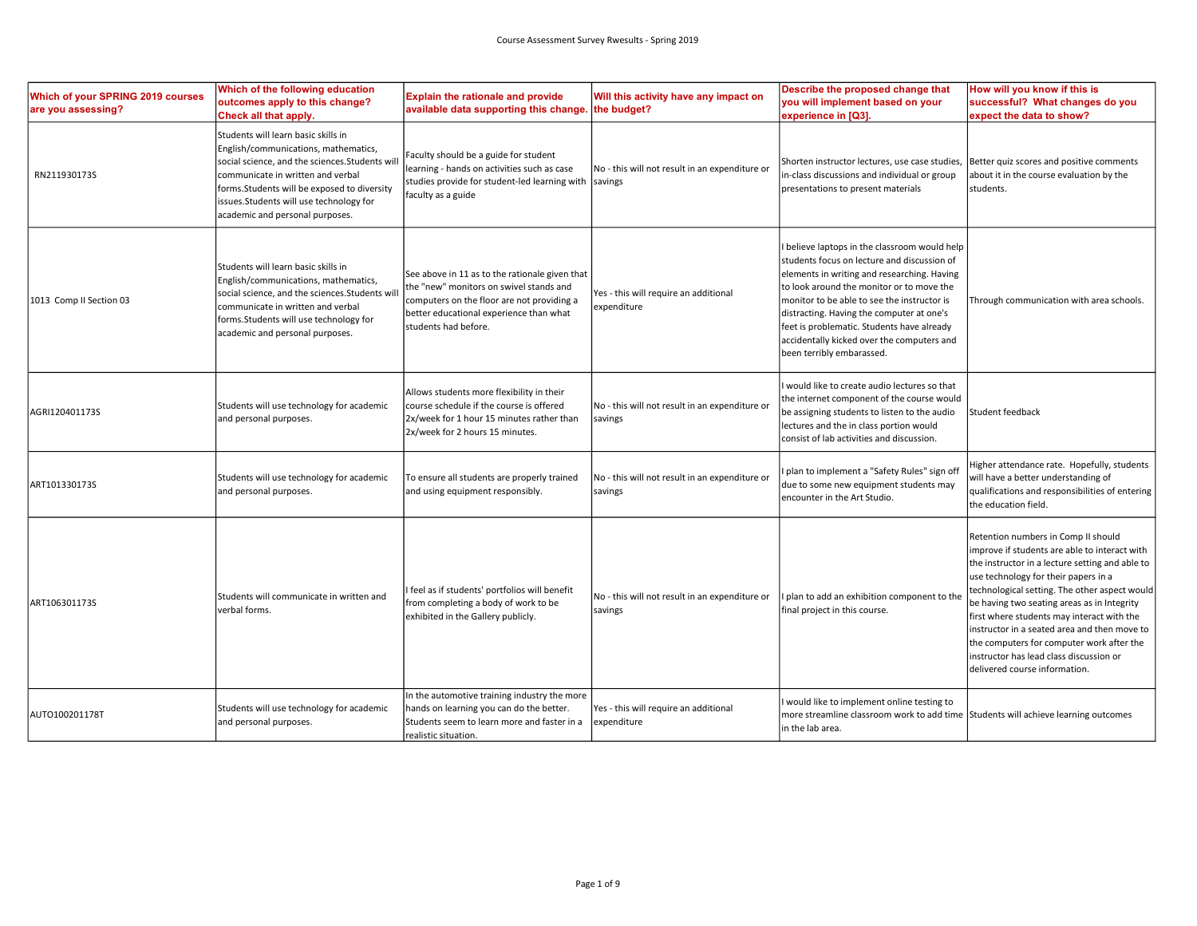Course Assessment Survey Rwesults - Spring 2019

| Which of your SPRING 2019 courses are you assessing? | Which of the following education outcomes apply to this change? Check all that apply. | Explain the rationale and provide available data supporting this change. | Will this activity have any impact on the budget? | Describe the proposed change that you will implement based on your experience in [Q3]. | How will you know if this is successful? What changes do you expect the data to show? |
|---|---|---|---|---|---|
| RN211930173S | Students will learn basic skills in English/communications, mathematics, social science, and the sciences.Students will communicate in written and verbal forms.Students will be exposed to diversity issues.Students will use technology for academic and personal purposes. | Faculty should be a guide for student learning - hands on activities such as case studies provide for student-led learning with faculty as a guide | No - this will not result in an expenditure or savings | Shorten instructor lectures, use case studies, in-class discussions and individual or group presentations to present materials | Better quiz scores and positive comments about it in the course evaluation by the students. |
| 1013 Comp II Section 03 | Students will learn basic skills in English/communications, mathematics, social science, and the sciences.Students will communicate in written and verbal forms.Students will use technology for academic and personal purposes. | See above in 11 as to the rationale given that the "new" monitors on swivel stands and computers on the floor are not providing a better educational experience than what students had before. | Yes - this will require an additional expenditure | I believe laptops in the classroom would help students focus on lecture and discussion of elements in writing and researching. Having to look around the monitor or to move the monitor to be able to see the instructor is distracting. Having the computer at one's feet is problematic. Students have already accidentally kicked over the computers and been terribly embarassed. | Through communication with area schools. |
| AGRI120401173S | Students will use technology for academic and personal purposes. | Allows students more flexibility in their course schedule if the course is offered 2x/week for 1 hour 15 minutes rather than 2x/week for 2 hours 15 minutes. | No - this will not result in an expenditure or savings | I would like to create audio lectures so that the internet component of the course would be assigning students to listen to the audio lectures and the in class portion would consist of lab activities and discussion. | Student feedback |
| ART101330173S | Students will use technology for academic and personal purposes. | To ensure all students are properly trained and using equipment responsibly. | No - this will not result in an expenditure or savings | I plan to implement a "Safety Rules" sign off due to some new equipment students may encounter in the Art Studio. | Higher attendance rate. Hopefully, students will have a better understanding of qualifications and responsibilities of entering the education field. |
| ART106301173S | Students will communicate in written and verbal forms. | I feel as if students' portfolios will benefit from completing a body of work to be exhibited in the Gallery publicly. | No - this will not result in an expenditure or savings | I plan to add an exhibition component to the final project in this course. | Retention numbers in Comp II should improve if students are able to interact with the instructor in a lecture setting and able to use technology for their papers in a technological setting. The other aspect would be having two seating areas as in Integrity first where students may interact with the instructor in a seated area and then move to the computers for computer work after the instructor has lead class discussion or delivered course information. |
| AUTO100201178T | Students will use technology for academic and personal purposes. | In the automotive training industry the more hands on learning you can do the better. Students seem to learn more and faster in a realistic situation. | Yes - this will require an additional expenditure | I would like to implement online testing to more streamline classroom work to add time in the lab area. | Students will achieve learning outcomes |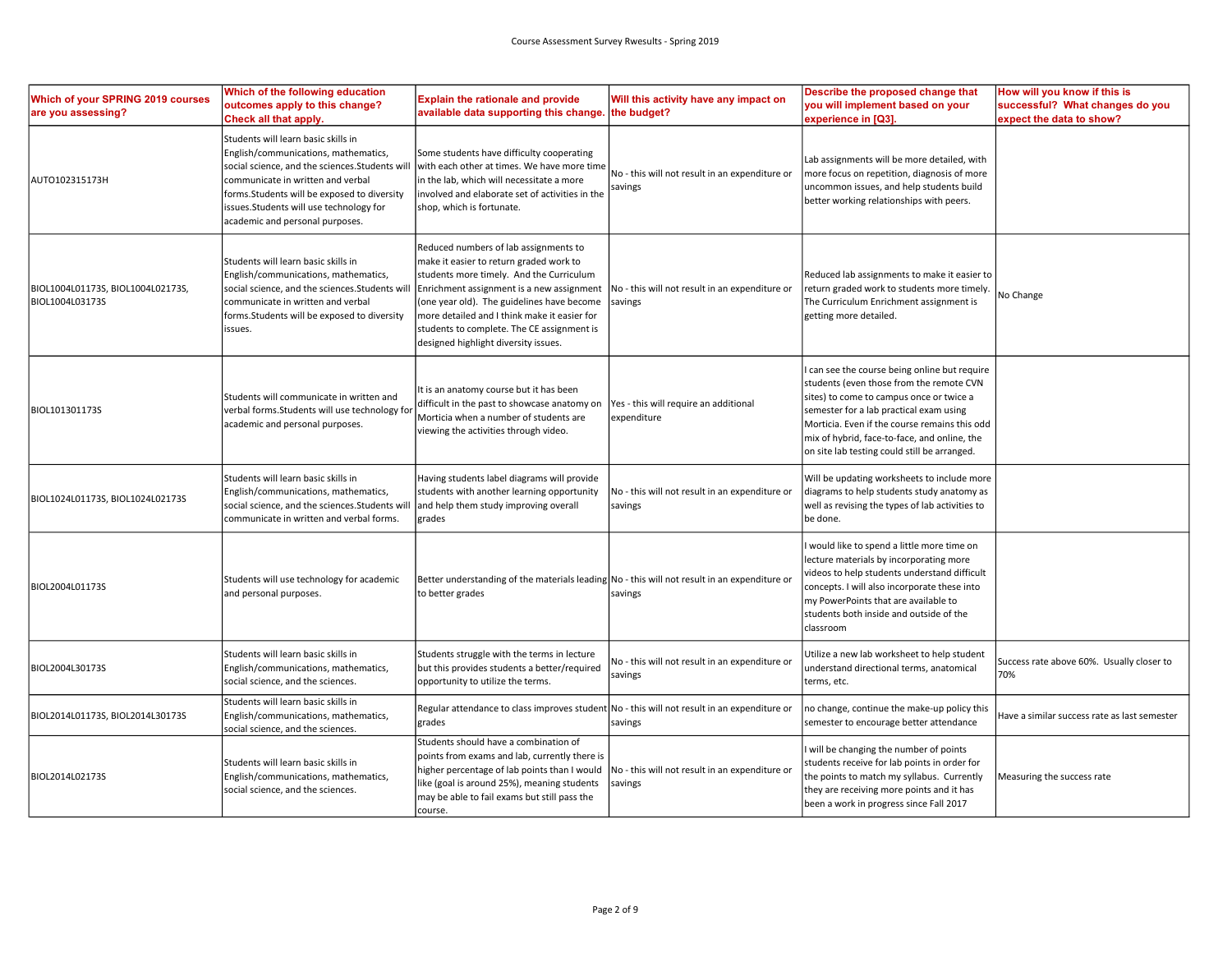| Which of your SPRING 2019 courses are you assessing? | Which of the following education outcomes apply to this change? Check all that apply. | Explain the rationale and provide available data supporting this change. | Will this activity have any impact on the budget? | Describe the proposed change that you will implement based on your experience in [Q3]. | How will you know if this is successful? What changes do you expect the data to show? |
|---|---|---|---|---|---|
| AUTO102315173H | Students will learn basic skills in English/communications, mathematics, social science, and the sciences.Students will communicate in written and verbal forms.Students will be exposed to diversity issues.Students will use technology for academic and personal purposes. | Some students have difficulty cooperating with each other at times. We have more time in the lab, which will necessitate a more involved and elaborate set of activities in the shop, which is fortunate. | No - this will not result in an expenditure or savings | Lab assignments will be more detailed, with more focus on repetition, diagnosis of more uncommon issues, and help students build better working relationships with peers. | |
| BIOL1004L01173S, BIOL1004L02173S, BIOL1004L03173S | Students will learn basic skills in English/communications, mathematics, social science, and the sciences.Students will communicate in written and verbal forms.Students will be exposed to diversity issues. | Reduced numbers of lab assignments to make it easier to return graded work to students more timely. And the Curriculum Enrichment assignment is a new assignment (one year old). The guidelines have become more detailed and I think make it easier for students to complete. The CE assignment is designed highlight diversity issues. | No - this will not result in an expenditure or savings | Reduced lab assignments to make it easier to return graded work to students more timely. The Curriculum Enrichment assignment is getting more detailed. | No Change |
| BIOL101301173S | Students will communicate in written and verbal forms.Students will use technology for academic and personal purposes. | It is an anatomy course but it has been difficult in the past to showcase anatomy on Morticia when a number of students are viewing the activities through video. | Yes - this will require an additional expenditure | I can see the course being online but require students (even those from the remote CVN sites) to come to campus once or twice a semester for a lab practical exam using Morticia. Even if the course remains this odd mix of hybrid, face-to-face, and online, the on site lab testing could still be arranged. | |
| BIOL1024L01173S, BIOL1024L02173S | Students will learn basic skills in English/communications, mathematics, social science, and the sciences.Students will communicate in written and verbal forms. | Having students label diagrams will provide students with another learning opportunity and help them study improving overall grades | No - this will not result in an expenditure or savings | Will be updating worksheets to include more diagrams to help students study anatomy as well as revising the types of lab activities to be done. | |
| BIOL2004L01173S | Students will use technology for academic and personal purposes. | Better understanding of the materials leading to better grades | No - this will not result in an expenditure or savings | I would like to spend a little more time on lecture materials by incorporating more videos to help students understand difficult concepts. I will also incorporate these into my PowerPoints that are available to students both inside and outside of the classroom | |
| BIOL2004L30173S | Students will learn basic skills in English/communications, mathematics, social science, and the sciences. | Students struggle with the terms in lecture but this provides students a better/required opportunity to utilize the terms. | No - this will not result in an expenditure or savings | Utilize a new lab worksheet to help student understand directional terms, anatomical terms, etc. | Success rate above 60%. Usually closer to 70% |
| BIOL2014L01173S, BIOL2014L30173S | Students will learn basic skills in English/communications, mathematics, social science, and the sciences. | Regular attendance to class improves student grades | No - this will not result in an expenditure or savings | no change, continue the make-up policy this semester to encourage better attendance | Have a similar success rate as last semester |
| BIOL2014L02173S | Students will learn basic skills in English/communications, mathematics, social science, and the sciences. | Students should have a combination of points from exams and lab, currently there is higher percentage of lab points than I would like (goal is around 25%), meaning students may be able to fail exams but still pass the course. | No - this will not result in an expenditure or savings | I will be changing the number of points students receive for lab points in order for the points to match my syllabus. Currently they are receiving more points and it has been a work in progress since Fall 2017 | Measuring the success rate |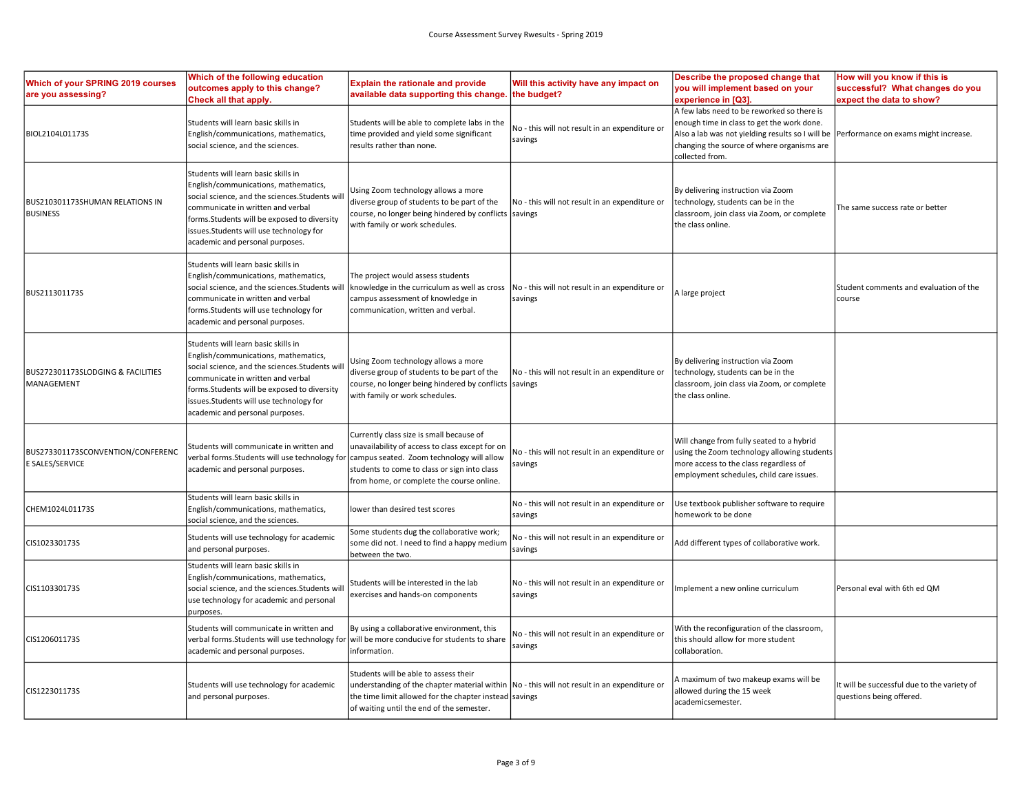| Which of your SPRING 2019 courses are you assessing? | Which of the following education outcomes apply to this change? Check all that apply. | Explain the rationale and provide available data supporting this change. | Will this activity have any impact on the budget? | Describe the proposed change that you will implement based on your experience in [Q3]. | How will you know if this is successful? What changes do you expect the data to show? |
|---|---|---|---|---|---|
| BIOL2104L01173S | Students will learn basic skills in English/communications, mathematics, social science, and the sciences. | Students will be able to complete labs in the time provided and yield some significant results rather than none. | No - this will not result in an expenditure or savings | A few labs need to be reworked so there is enough time in class to get the work done. Also a lab was not yielding results so I will be changing the source of where organisms are collected from. | Performance on exams might increase. |
| BUS210301173SHUMAN RELATIONS IN BUSINESS | Students will learn basic skills in English/communications, mathematics, social science, and the sciences.Students will communicate in written and verbal forms.Students will be exposed to diversity issues.Students will use technology for academic and personal purposes. | Using Zoom technology allows a more diverse group of students to be part of the course, no longer being hindered by conflicts with family or work schedules. | No - this will not result in an expenditure or savings | By delivering instruction via Zoom technology, students can be in the classroom, join class via Zoom, or complete the class online. | The same success rate or better |
| BUS211301173S | Students will learn basic skills in English/communications, mathematics, social science, and the sciences.Students will communicate in written and verbal forms.Students will use technology for academic and personal purposes. | The project would assess students knowledge in the curriculum as well as cross campus assessment of knowledge in communication, written and verbal. | No - this will not result in an expenditure or savings | A large project | Student comments and evaluation of the course |
| BUS272301173SLODGING & FACILITIES MANAGEMENT | Students will learn basic skills in English/communications, mathematics, social science, and the sciences.Students will communicate in written and verbal forms.Students will be exposed to diversity issues.Students will use technology for academic and personal purposes. | Using Zoom technology allows a more diverse group of students to be part of the course, no longer being hindered by conflicts with family or work schedules. | No - this will not result in an expenditure or savings | By delivering instruction via Zoom technology, students can be in the classroom, join class via Zoom, or complete the class online. | |
| BUS273301173SCONVENTION/CONFERENCE SALES/SERVICE | Students will communicate in written and verbal forms.Students will use technology for academic and personal purposes. | Currently class size is small because of unavailability of access to class except for on campus seated. Zoom technology will allow students to come to class or sign into class from home, or complete the course online. | No - this will not result in an expenditure or savings | Will change from fully seated to a hybrid using the Zoom technology allowing students more access to the class regardless of employment schedules, child care issues. | |
| CHEM1024L01173S | Students will learn basic skills in English/communications, mathematics, social science, and the sciences. | lower than desired test scores | No - this will not result in an expenditure or savings | Use textbook publisher software to require homework to be done | |
| CIS102330173S | Students will use technology for academic and personal purposes. | Some students dug the collaborative work; some did not. I need to find a happy medium between the two. | No - this will not result in an expenditure or savings | Add different types of collaborative work. | |
| CIS110330173S | Students will learn basic skills in English/communications, mathematics, social science, and the sciences.Students will use technology for academic and personal purposes. | Students will be interested in the lab exercises and hands-on components | No - this will not result in an expenditure or savings | Implement a new online curriculum | Personal eval with 6th ed QM |
| CIS120601173S | Students will communicate in written and verbal forms.Students will use technology for academic and personal purposes. | By using a collaborative environment, this will be more conducive for students to share information. | No - this will not result in an expenditure or savings | With the reconfiguration of the classroom, this should allow for more student collaboration. | |
| CIS122301173S | Students will use technology for academic and personal purposes. | Students will be able to assess their understanding of the chapter material within the time limit allowed for the chapter instead of waiting until the end of the semester. | No - this will not result in an expenditure or savings | A maximum of two makeup exams will be allowed during the 15 week academicsemester. | It will be successful due to the variety of questions being offered. |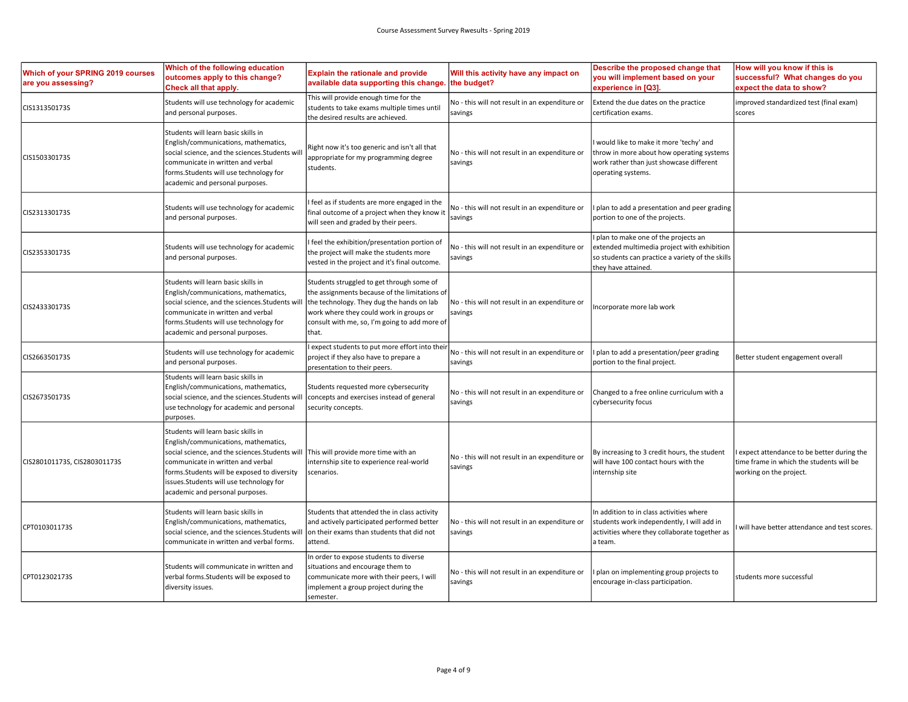Course Assessment Survey Rwesults - Spring 2019

| Which of your SPRING 2019 courses are you assessing? | Which of the following education outcomes apply to this change? Check all that apply. | Explain the rationale and provide available data supporting this change. | Will this activity have any impact on the budget? | Describe the proposed change that you will implement based on your experience in [Q3]. | How will you know if this is successful? What changes do you expect the data to show? |
|---|---|---|---|---|---|
| CIS131350173S | Students will use technology for academic and personal purposes. | This will provide enough time for the students to take exams multiple times until the desired results are achieved. | No - this will not result in an expenditure or savings | Extend the due dates on the practice certification exams. | improved standardized test (final exam) scores |
| CIS150330173S | Students will learn basic skills in English/communications, mathematics, social science, and the sciences.Students will communicate in written and verbal forms.Students will use technology for academic and personal purposes. | Right now it's too generic and isn't all that appropriate for my programming degree students. | No - this will not result in an expenditure or savings | I would like to make it more 'techy' and throw in more about how operating systems work rather than just showcase different operating systems. | |
| CIS231330173S | Students will use technology for academic and personal purposes. | I feel as if students are more engaged in the final outcome of a project when they know it will seen and graded by their peers. | No - this will not result in an expenditure or savings | I plan to add a presentation and peer grading portion to one of the projects. | |
| CIS235330173S | Students will use technology for academic and personal purposes. | I feel the exhibition/presentation portion of the project will make the students more vested in the project and it's final outcome. | No - this will not result in an expenditure or savings | I plan to make one of the projects an extended multimedia project with exhibition so students can practice a variety of the skills they have attained. | |
| CIS243330173S | Students will learn basic skills in English/communications, mathematics, social science, and the sciences.Students will communicate in written and verbal forms.Students will use technology for academic and personal purposes. | Students struggled to get through some of the assignments because of the limitations of the technology. They dug the hands on lab work where they could work in groups or consult with me, so, I'm going to add more of that. | No - this will not result in an expenditure or savings | Incorporate more lab work | |
| CIS266350173S | Students will use technology for academic and personal purposes. | I expect students to put more effort into their project if they also have to prepare a presentation to their peers. | No - this will not result in an expenditure or savings | I plan to add a presentation/peer grading portion to the final project. | Better student engagement overall |
| CIS267350173S | Students will learn basic skills in English/communications, mathematics, social science, and the sciences.Students will use technology for academic and personal purposes. | Students requested more cybersecurity concepts and exercises instead of general security concepts. | No - this will not result in an expenditure or savings | Changed to a free online curriculum with a cybersecurity focus | |
| CIS280101173S, CIS280301173S | Students will learn basic skills in English/communications, mathematics, social science, and the sciences.Students will communicate in written and verbal forms.Students will be exposed to diversity issues.Students will use technology for academic and personal purposes. | This will provide more time with an internship site to experience real-world scenarios. | No - this will not result in an expenditure or savings | By increasing to 3 credit hours, the student will have 100 contact hours with the internship site | I expect attendance to be better during the time frame in which the students will be working on the project. |
| CPT010301173S | Students will learn basic skills in English/communications, mathematics, social science, and the sciences.Students will communicate in written and verbal forms. | Students that attended the in class activity and actively participated performed better on their exams than students that did not attend. | No - this will not result in an expenditure or savings | In addition to in class activities where students work independently, I will add in activities where they collaborate together as a team. | I will have better attendance and test scores. |
| CPT012302173S | Students will communicate in written and verbal forms.Students will be exposed to diversity issues. | In order to expose students to diverse situations and encourage them to communicate more with their peers, I will implement a group project during the semester. | No - this will not result in an expenditure or savings | I plan on implementing group projects to encourage in-class participation. | students more successful |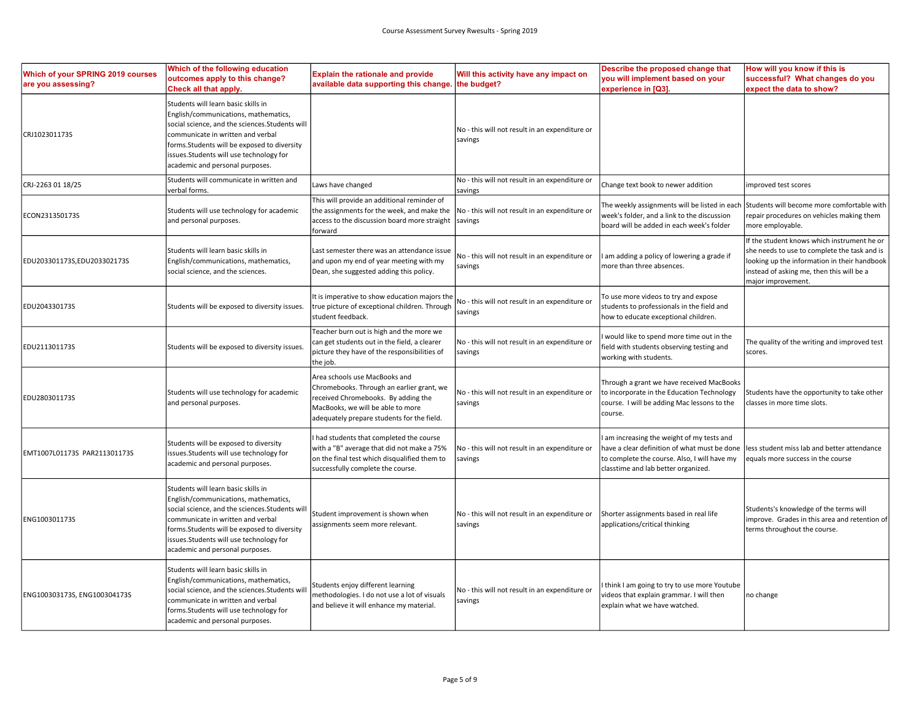| Which of your SPRING 2019 courses are you assessing? | Which of the following education outcomes apply to this change? Check all that apply. | Explain the rationale and provide available data supporting this change. | Will this activity have any impact on the budget? | Describe the proposed change that you will implement based on your experience in [Q3]. | How will you know if this is successful? What changes do you expect the data to show? |
|---|---|---|---|---|---|
| CRJ102301173S | Students will learn basic skills in English/communications, mathematics, social science, and the sciences.Students will communicate in written and verbal forms.Students will be exposed to diversity issues.Students will use technology for academic and personal purposes. | | No - this will not result in an expenditure or savings | | |
| CRJ-2263 01 18/25 | Students will communicate in written and verbal forms. | Laws have changed | No - this will not result in an expenditure or savings | Change text book to newer addition | improved test scores |
| ECON231350173S | Students will use technology for academic and personal purposes. | This will provide an additional reminder of the assignments for the week, and make the access to the discussion board more straight forward | No - this will not result in an expenditure or savings | The weekly assignments will be listed in each week's folder, and a link to the discussion board will be added in each week's folder | Students will become more comfortable with repair procedures on vehicles making them more employable. |
| EDU203301173S,EDU203302173S | Students will learn basic skills in English/communications, mathematics, social science, and the sciences. | Last semester there was an attendance issue and upon my end of year meeting with my Dean, she suggested adding this policy. | No - this will not result in an expenditure or savings | I am adding a policy of lowering a grade if more than three absences. | If the student knows which instrument he or she needs to use to complete the task and is looking up the information in their handbook instead of asking me, then this will be a major improvement. |
| EDU204330173S | Students will be exposed to diversity issues. | It is imperative to show education majors the true picture of exceptional children. Through student feedback. | No - this will not result in an expenditure or savings | To use more videos to try and expose students to professionals in the field and how to educate exceptional children. | |
| EDU211301173S | Students will be exposed to diversity issues. | Teacher burn out is high and the more we can get students out in the field, a clearer picture they have of the responsibilities of the job. | No - this will not result in an expenditure or savings | I would like to spend more time out in the field with students observing testing and working with students. | The quality of the writing and improved test scores. |
| EDU280301173S | Students will use technology for academic and personal purposes. | Area schools use MacBooks and Chromebooks. Through an earlier grant, we received Chromebooks. By adding the MacBooks, we will be able to more adequately prepare students for the field. | No - this will not result in an expenditure or savings | Through a grant we have received MacBooks to incorporate in the Education Technology course. I will be adding Mac lessons to the course. | Students have the opportunity to take other classes in more time slots. |
| EMT1007L01173S PAR211301173S | Students will be exposed to diversity issues.Students will use technology for academic and personal purposes. | I had students that completed the course with a "B" average that did not make a 75% on the final test which disqualified them to successfully complete the course. | No - this will not result in an expenditure or savings | I am increasing the weight of my tests and have a clear definition of what must be done to complete the course. Also, I will have my classtime and lab better organized. | less student miss lab and better attendance equals more success in the course |
| ENG100301173S | Students will learn basic skills in English/communications, mathematics, social science, and the sciences.Students will communicate in written and verbal forms.Students will be exposed to diversity issues.Students will use technology for academic and personal purposes. | Student improvement is shown when assignments seem more relevant. | No - this will not result in an expenditure or savings | Shorter assignments based in real life applications/critical thinking | Students's knowledge of the terms will improve. Grades in this area and retention of terms throughout the course. |
| ENG100303173S, ENG100304173S | Students will learn basic skills in English/communications, mathematics, social science, and the sciences.Students will communicate in written and verbal forms.Students will use technology for academic and personal purposes. | Students enjoy different learning methodologies. I do not use a lot of visuals and believe it will enhance my material. | No - this will not result in an expenditure or savings | I think I am going to try to use more Youtube videos that explain grammar. I will then explain what we have watched. | no change |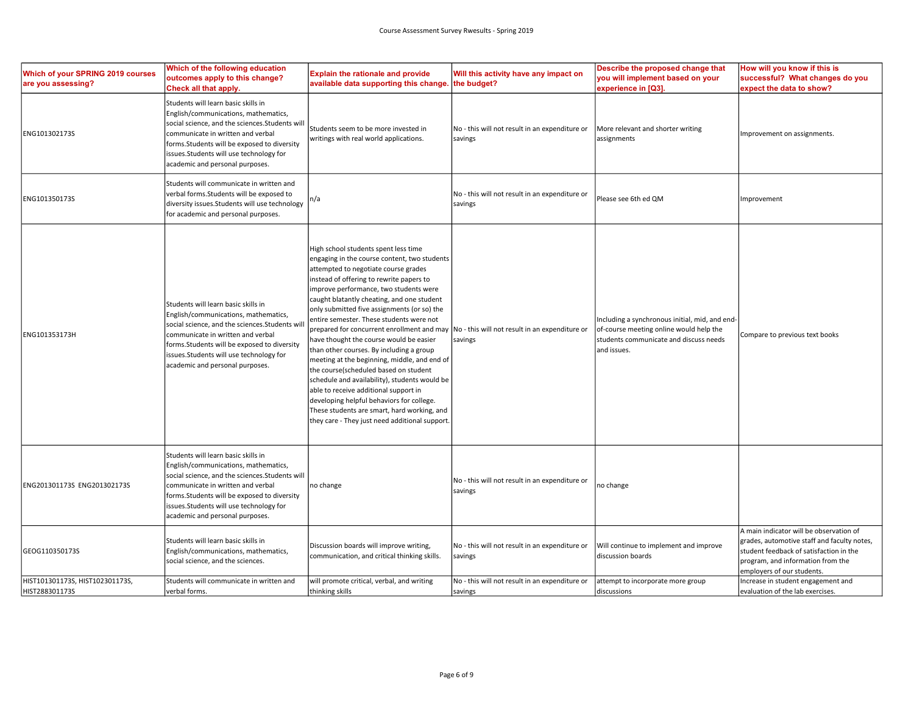| Which of your SPRING 2019 courses are you assessing? | Which of the following education outcomes apply to this change? Check all that apply. | Explain the rationale and provide available data supporting this change. | Will this activity have any impact on the budget? | Describe the proposed change that you will implement based on your experience in [Q3]. | How will you know if this is successful? What changes do you expect the data to show? |
|---|---|---|---|---|---|
| ENG101302173S | Students will learn basic skills in English/communications, mathematics, social science, and the sciences.Students will communicate in written and verbal forms.Students will be exposed to diversity issues.Students will use technology for academic and personal purposes. | Students seem to be more invested in writings with real world applications. | No - this will not result in an expenditure or savings | More relevant and shorter writing assignments | Improvement on assignments. |
| ENG101350173S | Students will communicate in written and verbal forms.Students will be exposed to diversity issues.Students will use technology for academic and personal purposes. | n/a | No - this will not result in an expenditure or savings | Please see 6th ed QM | Improvement |
| ENG101353173H | Students will learn basic skills in English/communications, mathematics, social science, and the sciences.Students will communicate in written and verbal forms.Students will be exposed to diversity issues.Students will use technology for academic and personal purposes. | High school students spent less time engaging in the course content, two students attempted to negotiate course grades instead of offering to rewrite papers to improve performance, two students were caught blatantly cheating, and one student only submitted five assignments (or so) the entire semester. These students were not prepared for concurrent enrollment and may have thought the course would be easier than other courses. By including a group meeting at the beginning, middle, and end of the course(scheduled based on student schedule and availability), students would be able to receive additional support in developing helpful behaviors for college. These students are smart, hard working, and they care - They just need additional support. | No - this will not result in an expenditure or savings | Including a synchronous initial, mid, and end-of-course meeting online would help the students communicate and discuss needs and issues. | Compare to previous text books |
| ENG201301173S ENG201302173S | Students will learn basic skills in English/communications, mathematics, social science, and the sciences.Students will communicate in written and verbal forms.Students will be exposed to diversity issues.Students will use technology for academic and personal purposes. | no change | No - this will not result in an expenditure or savings | no change | |
| GEOG110350173S | Students will learn basic skills in English/communications, mathematics, social science, and the sciences. | Discussion boards will improve writing, communication, and critical thinking skills. | No - this will not result in an expenditure or savings | Will continue to implement and improve discussion boards | A main indicator will be observation of grades, automotive staff and faculty notes, student feedback of satisfaction in the program, and information from the employers of our students. |
| HIST101301173S, HIST102301173S, HIST288301173S | Students will communicate in written and verbal forms. | will promote critical, verbal, and writing thinking skills | No - this will not result in an expenditure or savings | attempt to incorporate more group discussions | Increase in student engagement and evaluation of the lab exercises. |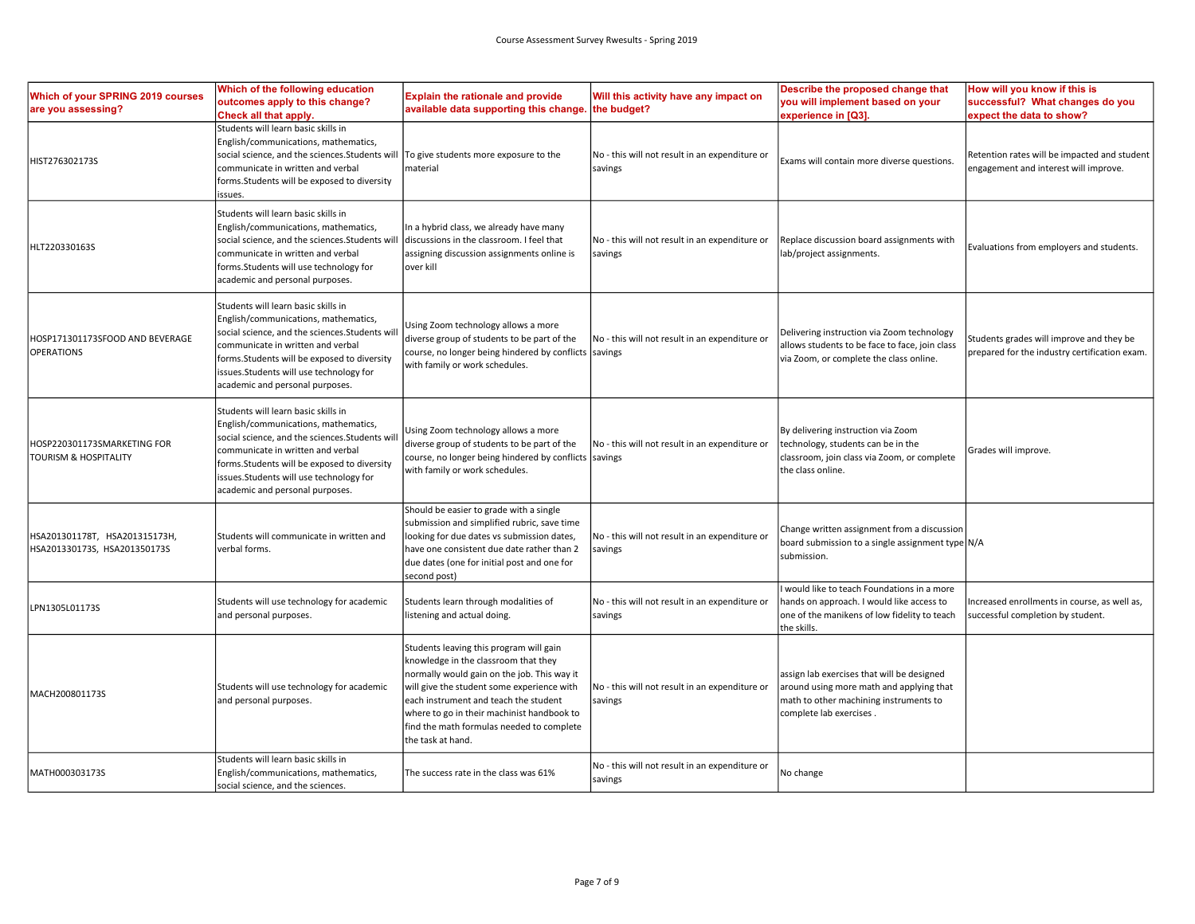| Which of your SPRING 2019 courses are you assessing? | Which of the following education outcomes apply to this change? Check all that apply. | Explain the rationale and provide available data supporting this change. | Will this activity have any impact on the budget? | Describe the proposed change that you will implement based on your experience in [Q3]. | How will you know if this is successful? What changes do you expect the data to show? |
|---|---|---|---|---|---|
| HIST276302173S | Students will learn basic skills in English/communications, mathematics, social science, and the sciences.Students will communicate in written and verbal forms.Students will be exposed to diversity issues. | To give students more exposure to the material | No - this will not result in an expenditure or savings | Exams will contain more diverse questions. | Retention rates will be impacted and student engagement and interest will improve. |
| HLT220330163S | Students will learn basic skills in English/communications, mathematics, social science, and the sciences.Students will communicate in written and verbal forms.Students will use technology for academic and personal purposes. | In a hybrid class, we already have many discussions in the classroom. I feel that assigning discussion assignments online is over kill | No - this will not result in an expenditure or savings | Replace discussion board assignments with lab/project assignments. | Evaluations from employers and students. |
| HOSP171301173SFOOD AND BEVERAGE OPERATIONS | Students will learn basic skills in English/communications, mathematics, social science, and the sciences.Students will communicate in written and verbal forms.Students will be exposed to diversity issues.Students will use technology for academic and personal purposes. | Using Zoom technology allows a more diverse group of students to be part of the course, no longer being hindered by conflicts with family or work schedules. | No - this will not result in an expenditure or savings | Delivering instruction via Zoom technology allows students to be face to face, join class via Zoom, or complete the class online. | Students grades will improve and they be prepared for the industry certification exam. |
| HOSP220301173SMARKETING FOR TOURISM & HOSPITALITY | Students will learn basic skills in English/communications, mathematics, social science, and the sciences.Students will communicate in written and verbal forms.Students will be exposed to diversity issues.Students will use technology for academic and personal purposes. | Using Zoom technology allows a more diverse group of students to be part of the course, no longer being hindered by conflicts with family or work schedules. | No - this will not result in an expenditure or savings | By delivering instruction via Zoom technology, students can be in the classroom, join class via Zoom, or complete the class online. | Grades will improve. |
| HSA201301178T, HSA201315173H, HSA201330173S, HSA201350173S | Students will communicate in written and verbal forms. | Should be easier to grade with a single submission and simplified rubric, save time looking for due dates vs submission dates, have one consistent due date rather than 2 due dates (one for initial post and one for second post) | No - this will not result in an expenditure or savings | Change written assignment from a discussion board submission to a single assignment type submission. | N/A |
| LPN1305L01173S | Students will use technology for academic and personal purposes. | Students learn through modalities of listening and actual doing. | No - this will not result in an expenditure or savings | I would like to teach Foundations in a more hands on approach. I would like access to one of the manikens of low fidelity to teach the skills. | Increased enrollments in course, as well as, successful completion by student. |
| MACH200801173S | Students will use technology for academic and personal purposes. | Students leaving this program will gain knowledge in the classroom that they normally would gain on the job. This way it will give the student some experience with each instrument and teach the student where to go in their machinist handbook to find the math formulas needed to complete the task at hand. | No - this will not result in an expenditure or savings | assign lab exercises that will be designed around using more math and applying that math to other machining instruments to complete lab exercises . | |
| MATH000303173S | Students will learn basic skills in English/communications, mathematics, social science, and the sciences. | The success rate in the class was 61% | No - this will not result in an expenditure or savings | No change | |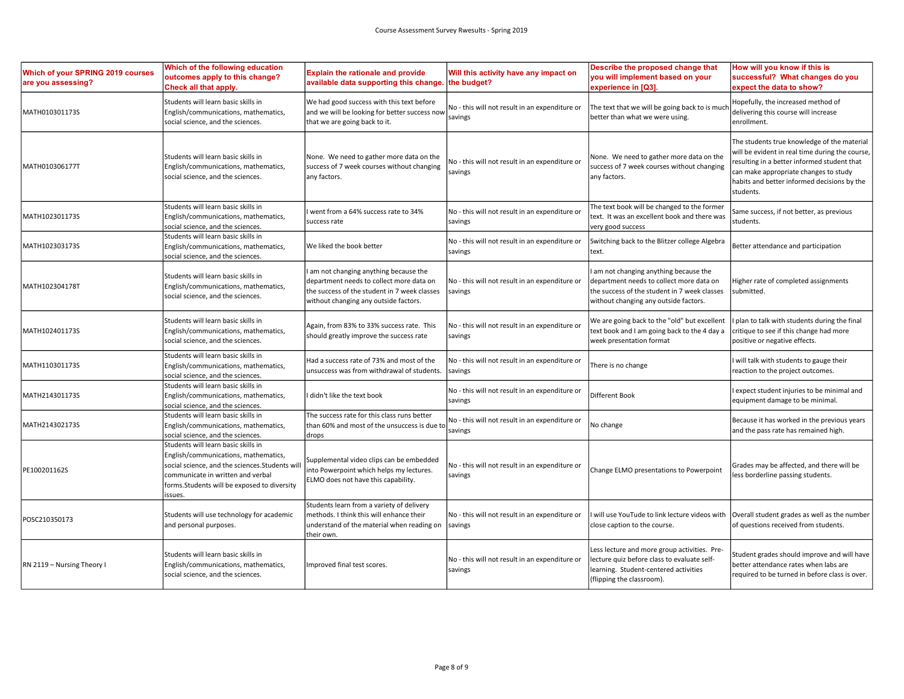Course Assessment Survey Rwesults - Spring 2019

| Which of your SPRING 2019 courses are you assessing? | Which of the following education outcomes apply to this change? Check all that apply. | Explain the rationale and provide available data supporting this change. | Will this activity have any impact on the budget? | Describe the proposed change that you will implement based on your experience in [Q3]. | How will you know if this is successful? What changes do you expect the data to show? |
|---|---|---|---|---|---|
| MATH010301173S | Students will learn basic skills in English/communications, mathematics, social science, and the sciences. | We had good success with this text before and we will be looking for better success now that we are going back to it. | No - this will not result in an expenditure or savings | The text that we will be going back to is much better than what we were using. | Hopefully, the increased method of delivering this course will increase enrollment. |
| MATH010306177T | Students will learn basic skills in English/communications, mathematics, social science, and the sciences. | None. We need to gather more data on the success of 7 week courses without changing any factors. | No - this will not result in an expenditure or savings | None. We need to gather more data on the success of 7 week courses without changing any factors. | The students true knowledge of the material will be evident in real time during the course, resulting in a better informed student that can make appropriate changes to study habits and better informed decisions by the students. |
| MATH102301173S | Students will learn basic skills in English/communications, mathematics, social science, and the sciences. | I went from a 64% success rate to 34% success rate | No - this will not result in an expenditure or savings | The text book will be changed to the former text. It was an excellent book and there was very good success | Same success, if not better, as previous students. |
| MATH102303173S | Students will learn basic skills in English/communications, mathematics, social science, and the sciences. | We liked the book better | No - this will not result in an expenditure or savings | Switching back to the Blitzer college Algebra text. | Better attendance and participation |
| MATH102304178T | Students will learn basic skills in English/communications, mathematics, social science, and the sciences. | I am not changing anything because the department needs to collect more data on the success of the student in 7 week classes without changing any outside factors. | No - this will not result in an expenditure or savings | I am not changing anything because the department needs to collect more data on the success of the student in 7 week classes without changing any outside factors. | Higher rate of completed assignments submitted. |
| MATH102401173S | Students will learn basic skills in English/communications, mathematics, social science, and the sciences. | Again, from 83% to 33% success rate. This should greatly improve the success rate | No - this will not result in an expenditure or savings | We are going back to the "old" but excellent text book and I am going back to the 4 day a week presentation format | I plan to talk with students during the final critique to see if this change had more positive or negative effects. |
| MATH110301173S | Students will learn basic skills in English/communications, mathematics, social science, and the sciences. | Had a success rate of 73% and most of the unsuccess was from withdrawal of students. | No - this will not result in an expenditure or savings | There is no change | I will talk with students to gauge their reaction to the project outcomes. |
| MATH214301173S | Students will learn basic skills in English/communications, mathematics, social science, and the sciences. | I didn't like the text book | No - this will not result in an expenditure or savings | Different Book | I expect student injuries to be minimal and equipment damage to be minimal. |
| MATH214302173S | Students will learn basic skills in English/communications, mathematics, social science, and the sciences. | The success rate for this class runs better than 60% and most of the unsuccess is due to drops | No - this will not result in an expenditure or savings | No change | Because it has worked in the previous years and the pass rate has remained high. |
| PE100201162S | Students will learn basic skills in English/communications, mathematics, social science, and the sciences.Students will communicate in written and verbal forms.Students will be exposed to diversity issues. | Supplemental video clips can be embedded into Powerpoint which helps my lectures. ELMO does not have this capability. | No - this will not result in an expenditure or savings | Change ELMO presentations to Powerpoint | Grades may be affected, and there will be less borderline passing students. |
| POSC210350173 | Students will use technology for academic and personal purposes. | Students learn from a variety of delivery methods. I think this will enhance their understand of the material when reading on their own. | No - this will not result in an expenditure or savings | I will use YouTube to link lecture videos with close caption to the course. | Overall student grades as well as the number of questions received from students. |
| RN 2119 – Nursing Theory I | Students will learn basic skills in English/communications, mathematics, social science, and the sciences. | Improved final test scores. | No - this will not result in an expenditure or savings | Less lecture and more group activities. Pre-lecture quiz before class to evaluate self-learning. Student-centered activities (flipping the classroom). | Student grades should improve and will have better attendance rates when labs are required to be turned in before class is over. |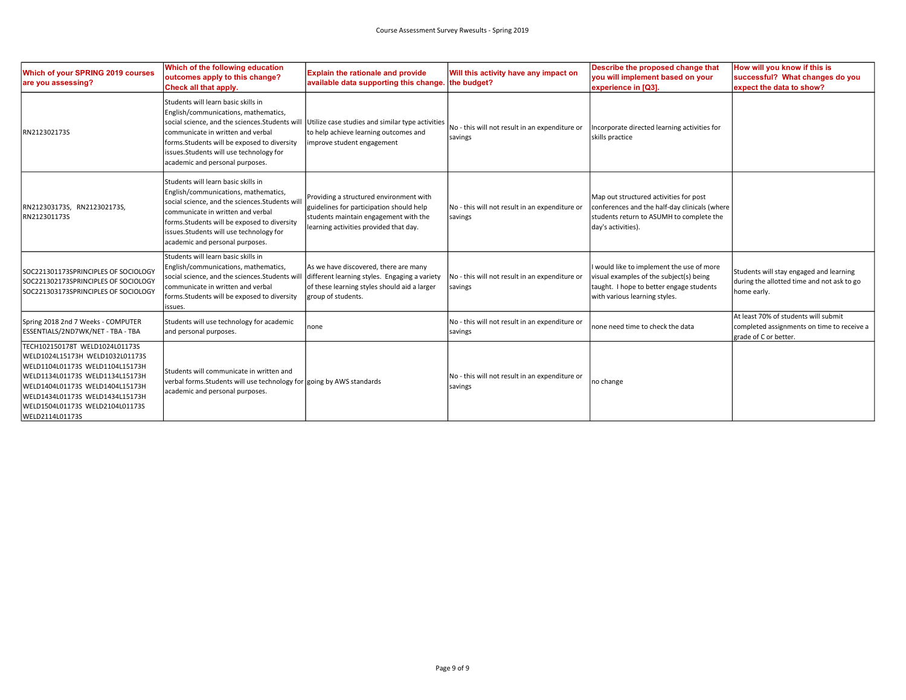| Which of your SPRING 2019 courses are you assessing? | Which of the following education outcomes apply to this change? Check all that apply. | Explain the rationale and provide available data supporting this change. | Will this activity have any impact on the budget? | Describe the proposed change that you will implement based on your experience in [Q3]. | How will you know if this is successful? What changes do you expect the data to show? |
|---|---|---|---|---|---|
| RN212302173S | Students will learn basic skills in English/communications, mathematics, social science, and the sciences.Students will communicate in written and verbal forms.Students will be exposed to diversity issues.Students will use technology for academic and personal purposes. | Utilize case studies and similar type activities to help achieve learning outcomes and improve student engagement | No - this will not result in an expenditure or savings | Incorporate directed learning activities for skills practice | |
| RN212303173S, RN212302173S, RN212301173S | Students will learn basic skills in English/communications, mathematics, social science, and the sciences.Students will communicate in written and verbal forms.Students will be exposed to diversity issues.Students will use technology for academic and personal purposes. | Providing a structured environment with guidelines for participation should help students maintain engagement with the learning activities provided that day. | No - this will not result in an expenditure or savings | Map out structured activities for post conferences and the half-day clinicals (where students return to ASUMH to complete the day's activities). | |
| SOC221301173SPRINCIPLES OF SOCIOLOGY SOC221302173SPRINCIPLES OF SOCIOLOGY SOC221303173SPRINCIPLES OF SOCIOLOGY | Students will learn basic skills in English/communications, mathematics, social science, and the sciences.Students will communicate in written and verbal forms.Students will be exposed to diversity issues. | As we have discovered, there are many different learning styles. Engaging a variety of these learning styles should aid a larger group of students. | No - this will not result in an expenditure or savings | I would like to implement the use of more visual examples of the subject(s) being taught. I hope to better engage students with various learning styles. | Students will stay engaged and learning during the allotted time and not ask to go home early. |
| Spring 2018 2nd 7 Weeks - COMPUTER ESSENTIALS/2ND7WK/NET - TBA - TBA | Students will use technology for academic and personal purposes. | none | No - this will not result in an expenditure or savings | none need time to check the data | At least 70% of students will submit completed assignments on time to receive a grade of C or better. |
| TECH102150178T WELD1024L01173S WELD1024L15173H WELD1032L01173S WELD1104L01173S WELD1104L15173H WELD1134L01173S WELD1134L15173H WELD1404L01173S WELD1404L15173H WELD1434L01173S WELD1434L15173H WELD1504L01173S WELD2104L01173S WELD2114L01173S | Students will communicate in written and verbal forms.Students will use technology for academic and personal purposes. | going by AWS standards | No - this will not result in an expenditure or savings | no change | |